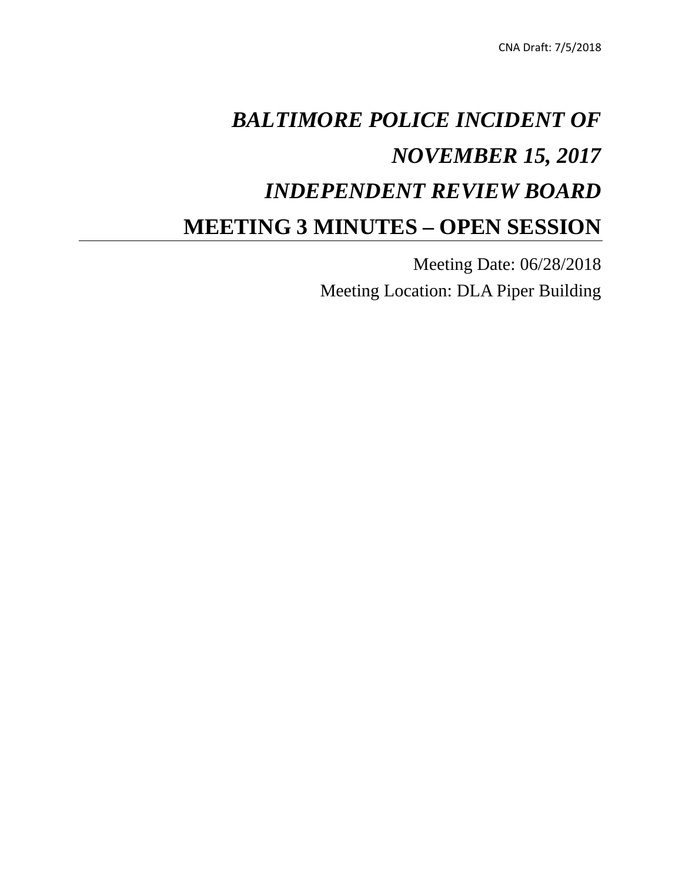CNA Draft: 7/5/2018

# *BALTIMORE POLICE INCIDENT OF NOVEMBER 15, 2017*

# *INDEPENDENT REVIEW BOARD*

# MEETING 3 MINUTES – OPEN SESSION

Meeting Date: 06/28/2018

Meeting Location: DLA Piper Building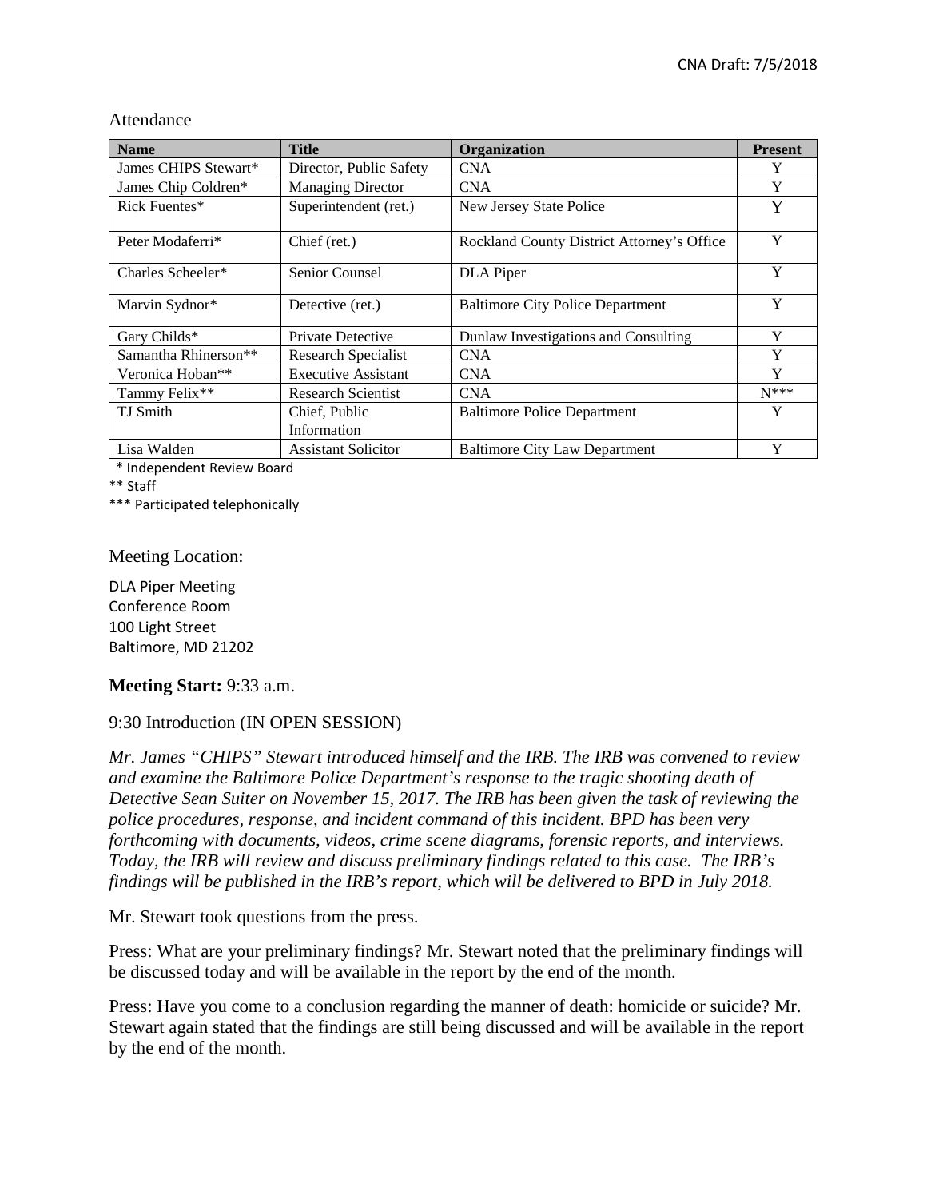Attendance

| Name | Title | Organization | Present |
|---|---|---|---|
| James CHIPS Stewart* | Director, Public Safety | CNA | Y |
| James Chip Coldren* | Managing Director | CNA | Y |
| Rick Fuentes* | Superintendent (ret.) | New Jersey State Police | Y |
| Peter Modaferri* | Chief (ret.) | Rockland County District Attorney's Office | Y |
| Charles Scheeler* | Senior Counsel | DLA Piper | Y |
| Marvin Sydnor* | Detective (ret.) | Baltimore City Police Department | Y |
| Gary Childs* | Private Detective | Dunlaw Investigations and Consulting | Y |
| Samantha Rhinerson** | Research Specialist | CNA | Y |
| Veronica Hoban** | Executive Assistant | CNA | Y |
| Tammy Felix** | Research Scientist | CNA | N*** |
| TJ Smith | Chief, Public Information | Baltimore Police Department | Y |
| Lisa Walden | Assistant Solicitor | Baltimore City Law Department | Y |

\* Independent Review Board

** Staff

*** Participated telephonically

Meeting Location:

DLA Piper Meeting
Conference Room
100 Light Street
Baltimore, MD 21202

**Meeting Start:** 9:33 a.m.

9:30 Introduction (IN OPEN SESSION)

*Mr. James "CHIPS" Stewart introduced himself and the IRB. The IRB was convened to review and examine the Baltimore Police Department's response to the tragic shooting death of Detective Sean Suiter on November 15, 2017. The IRB has been given the task of reviewing the police procedures, response, and incident command of this incident. BPD has been very forthcoming with documents, videos, crime scene diagrams, forensic reports, and interviews. Today, the IRB will review and discuss preliminary findings related to this case. The IRB's findings will be published in the IRB's report, which will be delivered to BPD in July 2018.*

Mr. Stewart took questions from the press.

Press: What are your preliminary findings? Mr. Stewart noted that the preliminary findings will be discussed today and will be available in the report by the end of the month.

Press: Have you come to a conclusion regarding the manner of death: homicide or suicide? Mr. Stewart again stated that the findings are still being discussed and will be available in the report by the end of the month.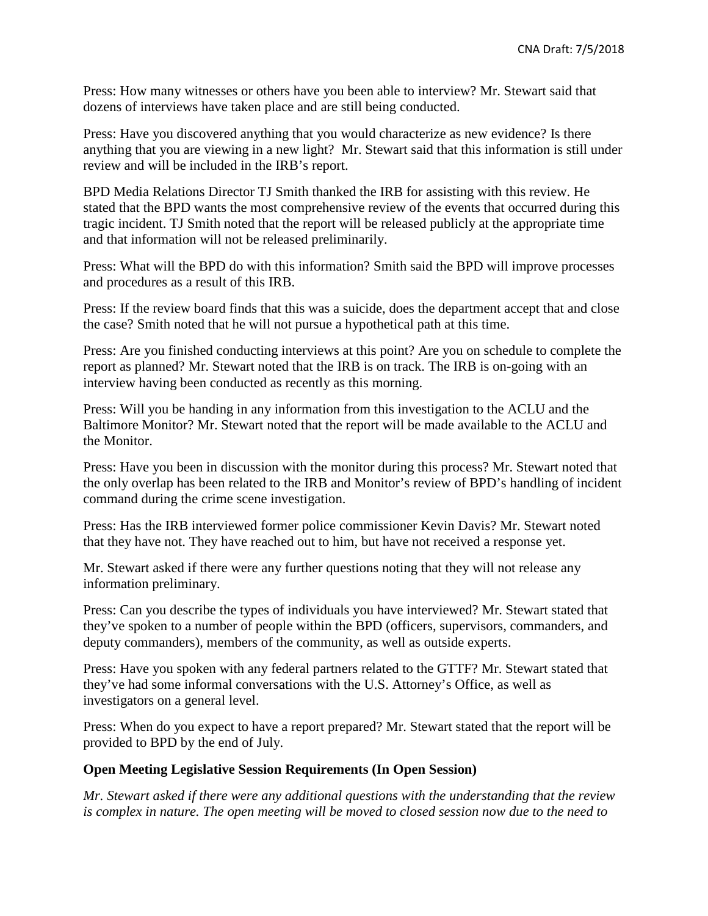Press: How many witnesses or others have you been able to interview? Mr. Stewart said that dozens of interviews have taken place and are still being conducted.

Press: Have you discovered anything that you would characterize as new evidence? Is there anything that you are viewing in a new light? Mr. Stewart said that this information is still under review and will be included in the IRB's report.

BPD Media Relations Director TJ Smith thanked the IRB for assisting with this review. He stated that the BPD wants the most comprehensive review of the events that occurred during this tragic incident. TJ Smith noted that the report will be released publicly at the appropriate time and that information will not be released preliminarily.

Press: What will the BPD do with this information? Smith said the BPD will improve processes and procedures as a result of this IRB.

Press: If the review board finds that this was a suicide, does the department accept that and close the case? Smith noted that he will not pursue a hypothetical path at this time.

Press: Are you finished conducting interviews at this point? Are you on schedule to complete the report as planned? Mr. Stewart noted that the IRB is on track. The IRB is on-going with an interview having been conducted as recently as this morning.

Press: Will you be handing in any information from this investigation to the ACLU and the Baltimore Monitor? Mr. Stewart noted that the report will be made available to the ACLU and the Monitor.

Press: Have you been in discussion with the monitor during this process? Mr. Stewart noted that the only overlap has been related to the IRB and Monitor's review of BPD's handling of incident command during the crime scene investigation.

Press: Has the IRB interviewed former police commissioner Kevin Davis? Mr. Stewart noted that they have not. They have reached out to him, but have not received a response yet.

Mr. Stewart asked if there were any further questions noting that they will not release any information preliminary.

Press: Can you describe the types of individuals you have interviewed? Mr. Stewart stated that they've spoken to a number of people within the BPD (officers, supervisors, commanders, and deputy commanders), members of the community, as well as outside experts.

Press: Have you spoken with any federal partners related to the GTTF? Mr. Stewart stated that they've had some informal conversations with the U.S. Attorney's Office, as well as investigators on a general level.

Press: When do you expect to have a report prepared? Mr. Stewart stated that the report will be provided to BPD by the end of July.

**Open Meeting Legislative Session Requirements (In Open Session)**

*Mr. Stewart asked if there were any additional questions with the understanding that the review is complex in nature. The open meeting will be moved to closed session now due to the need to*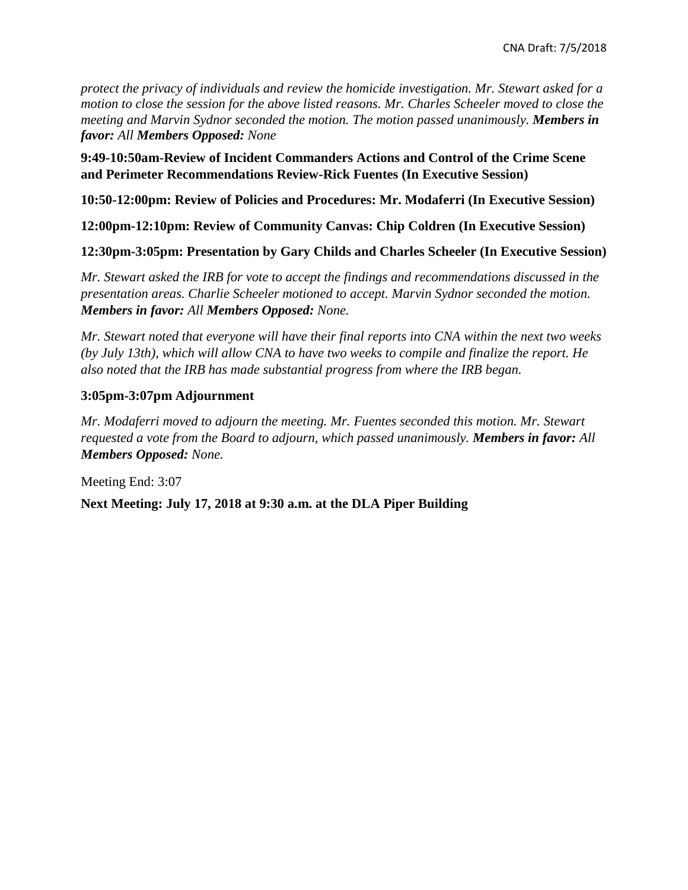*protect the privacy of individuals and review the homicide investigation. Mr. Stewart asked for a motion to close the session for the above listed reasons. Mr. Charles Scheeler moved to close the meeting and Marvin Sydnor seconded the motion. The motion passed unanimously.* ***Members in favor:*** *All* ***Members Opposed:*** *None*

**9:49-10:50am-Review of Incident Commanders Actions and Control of the Crime Scene and Perimeter Recommendations Review-Rick Fuentes (In Executive Session)**

**10:50-12:00pm: Review of Policies and Procedures: Mr. Modaferri (In Executive Session)**

**12:00pm-12:10pm: Review of Community Canvas: Chip Coldren (In Executive Session)**

**12:30pm-3:05pm: Presentation by Gary Childs and Charles Scheeler (In Executive Session)**

*Mr. Stewart asked the IRB for vote to accept the findings and recommendations discussed in the presentation areas. Charlie Scheeler motioned to accept. Marvin Sydnor seconded the motion.* ***Members in favor:*** *All* ***Members Opposed:*** *None.*

*Mr. Stewart noted that everyone will have their final reports into CNA within the next two weeks (by July 13th), which will allow CNA to have two weeks to compile and finalize the report. He also noted that the IRB has made substantial progress from where the IRB began.*

**3:05pm-3:07pm Adjournment**

*Mr. Modaferri moved to adjourn the meeting. Mr. Fuentes seconded this motion. Mr. Stewart requested a vote from the Board to adjourn, which passed unanimously.* ***Members in favor:*** *All* ***Members Opposed:*** *None.*

Meeting End: 3:07

**Next Meeting: July 17, 2018 at 9:30 a.m. at the DLA Piper Building**